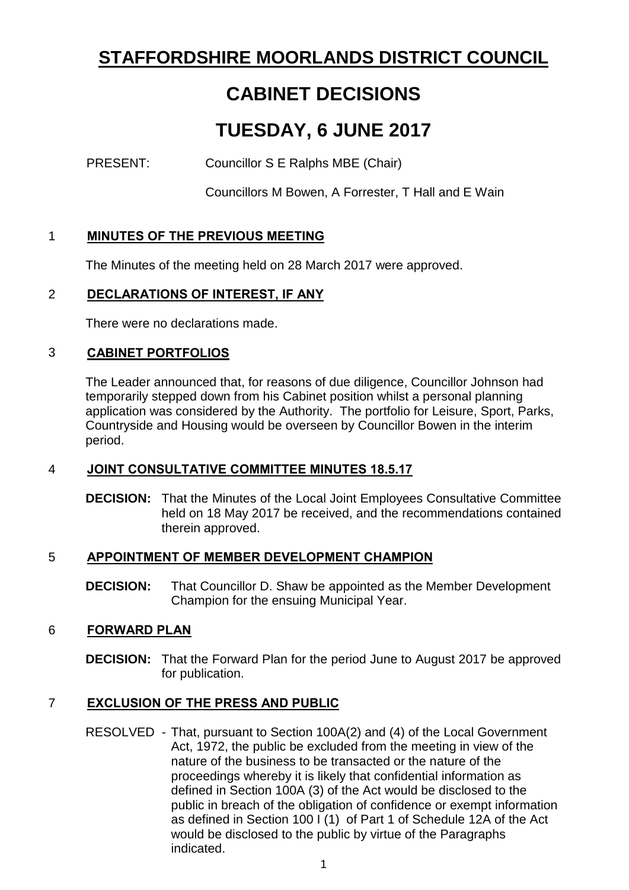# STAFFORDSHIRE MOORLANDS DISTRICT COUNCIL

# CABINET DECISIONS

# TUESDAY, 6 JUNE 2017

PRESENT: Councillor S E Ralphs MBE (Chair)

Councillors M Bowen, A Forrester, T Hall and E Wain

## 1 MINUTES OF THE PREVIOUS MEETING

The Minutes of the meeting held on 28 March 2017 were approved.

## 2 DECLARATIONS OF INTEREST, IF ANY

There were no declarations made.

## 3 CABINET PORTFOLIOS

The Leader announced that, for reasons of due diligence, Councillor Johnson had temporarily stepped down from his Cabinet position whilst a personal planning application was considered by the Authority. The portfolio for Leisure, Sport, Parks, Countryside and Housing would be overseen by Councillor Bowen in the interim period.

## 4 JOINT CONSULTATIVE COMMITTEE MINUTES 18.5.17

**DECISION:** That the Minutes of the Local Joint Employees Consultative Committee held on 18 May 2017 be received, and the recommendations contained therein approved.

## 5 APPOINTMENT OF MEMBER DEVELOPMENT CHAMPION

**DECISION:** That Councillor D. Shaw be appointed as the Member Development Champion for the ensuing Municipal Year.

## 6 FORWARD PLAN

**DECISION:** That the Forward Plan for the period June to August 2017 be approved for publication.

## 7 EXCLUSION OF THE PRESS AND PUBLIC

RESOLVED - That, pursuant to Section 100A(2) and (4) of the Local Government Act, 1972, the public be excluded from the meeting in view of the nature of the business to be transacted or the nature of the proceedings whereby it is likely that confidential information as defined in Section 100A (3) of the Act would be disclosed to the public in breach of the obligation of confidence or exempt information as defined in Section 100 I (1) of Part 1 of Schedule 12A of the Act would be disclosed to the public by virtue of the Paragraphs indicated.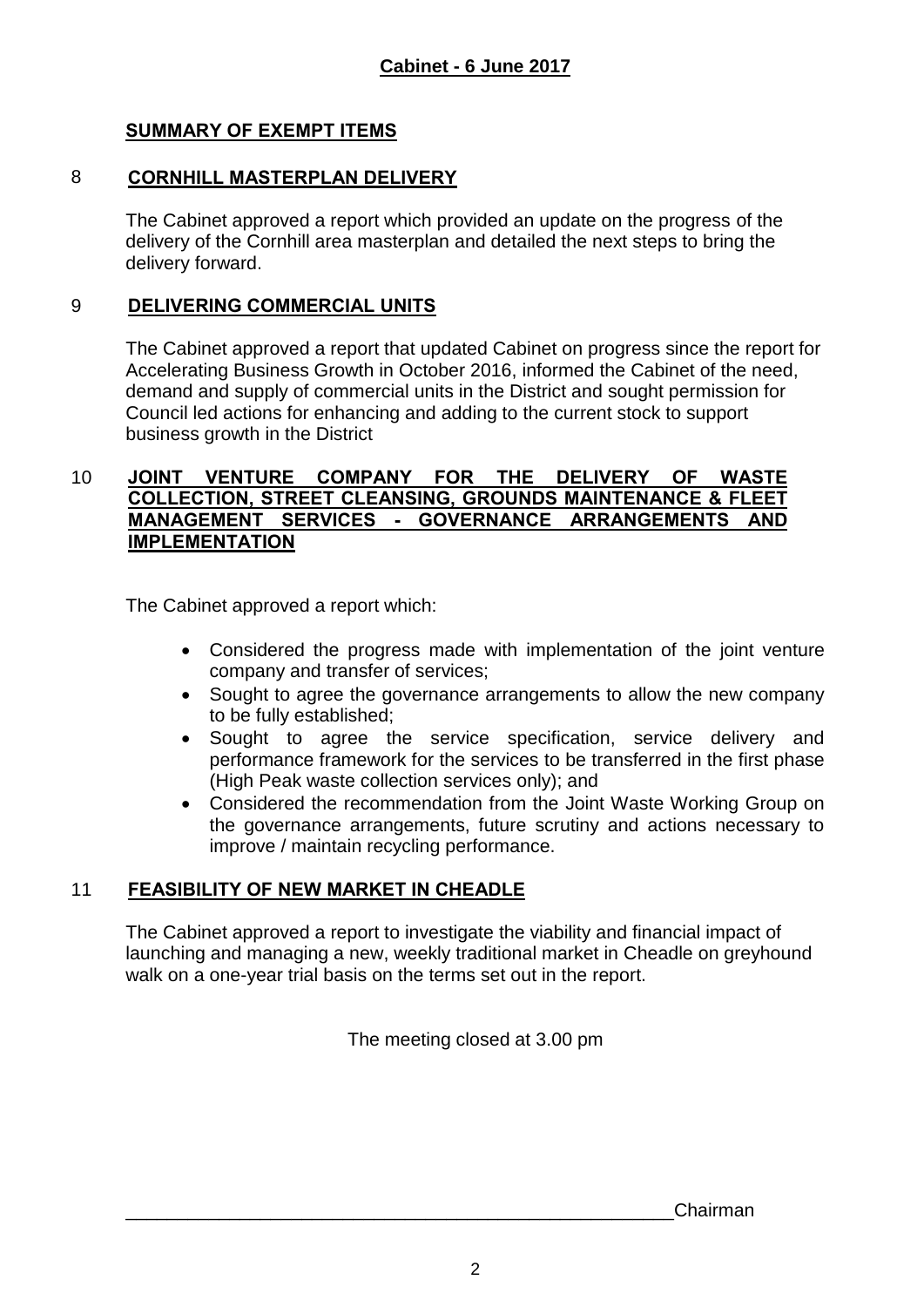**Cabinet - 6 June 2017**

## SUMMARY OF EXEMPT ITEMS

### 8 CORNHILL MASTERPLAN DELIVERY

The Cabinet approved a report which provided an update on the progress of the delivery of the Cornhill area masterplan and detailed the next steps to bring the delivery forward.

### 9 DELIVERING COMMERCIAL UNITS

The Cabinet approved a report that updated Cabinet on progress since the report for Accelerating Business Growth in October 2016, informed the Cabinet of the need, demand and supply of commercial units in the District and sought permission for Council led actions for enhancing and adding to the current stock to support business growth in the District

### 10 JOINT VENTURE COMPANY FOR THE DELIVERY OF WASTE COLLECTION, STREET CLEANSING, GROUNDS MAINTENANCE & FLEET MANAGEMENT SERVICES - GOVERNANCE ARRANGEMENTS AND IMPLEMENTATION

The Cabinet approved a report which:

- Considered the progress made with implementation of the joint venture company and transfer of services;
- Sought to agree the governance arrangements to allow the new company to be fully established;
- Sought to agree the service specification, service delivery and performance framework for the services to be transferred in the first phase (High Peak waste collection services only); and
- Considered the recommendation from the Joint Waste Working Group on the governance arrangements, future scrutiny and actions necessary to improve / maintain recycling performance.

### 11 FEASIBILITY OF NEW MARKET IN CHEADLE

The Cabinet approved a report to investigate the viability and financial impact of launching and managing a new, weekly traditional market in Cheadle on greyhound walk on a one-year trial basis on the terms set out in the report.

The meeting closed at 3.00 pm

_______________________________________________________Chairman